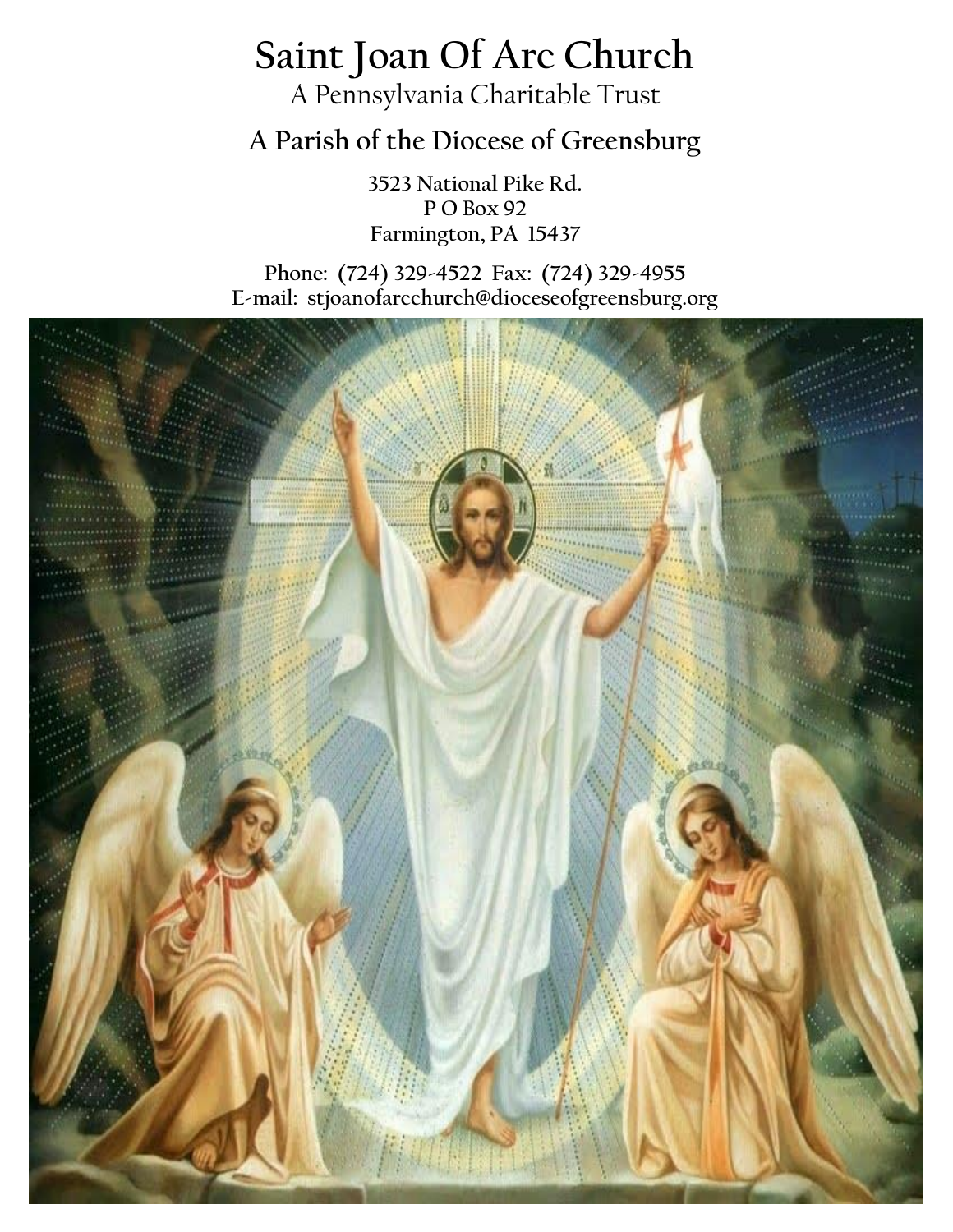# Saint Joan Of Arc Church

A Pennsylvania Charitable Trust

## A Parish of the Diocese of Greensburg

3523 National Pike Rd.
P O Box 92
Farmington, PA 15437

Phone: (724) 329-4522 Fax: (724) 329-4955
E-mail: stjoanofarcchurch@dioceseofgreensburg.org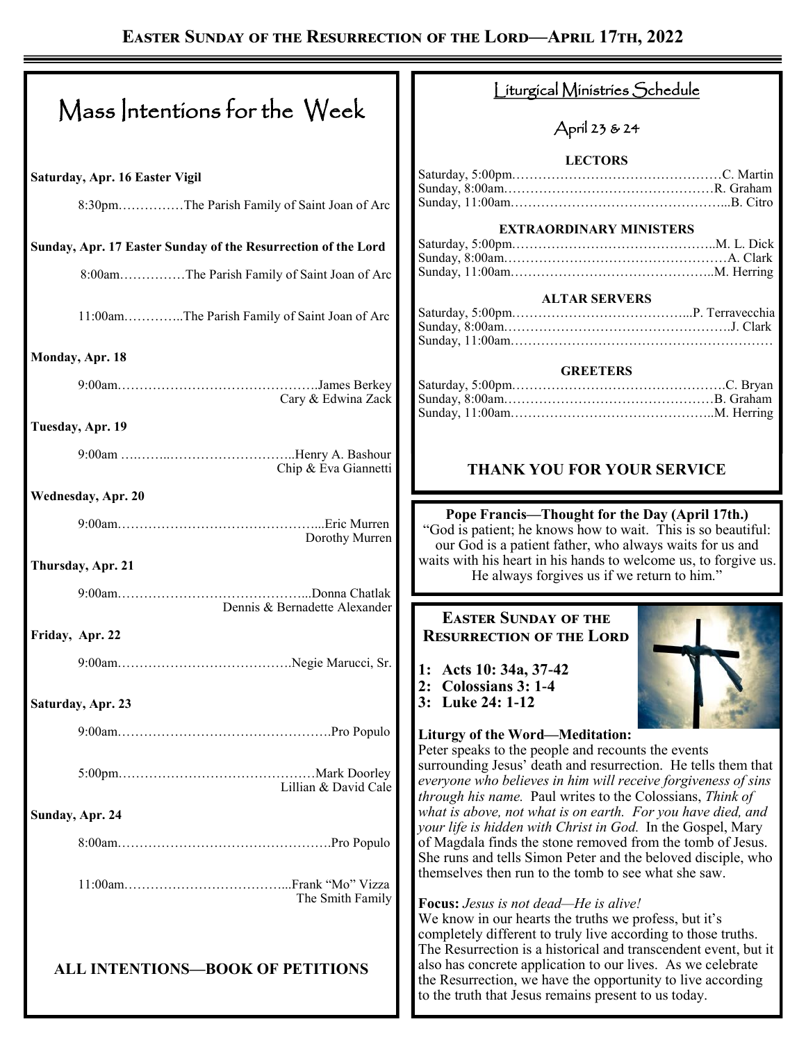# Easter Sunday of the Resurrection of the Lord—April 17th, 2022

## Mass Intentions for the Week

**Saturday, Apr. 16 Easter Vigil**

8:30pm……………The Parish Family of Saint Joan of Arc

**Sunday, Apr. 17 Easter Sunday of the Resurrection of the Lord**

8:00am……………The Parish Family of Saint Joan of Arc

11:00am…………..The Parish Family of Saint Joan of Arc

**Monday, Apr. 18**

9:00am……………………………………….James Berkey
Cary & Edwina Zack

**Tuesday, Apr. 19**

9:00am ….……..………………………..Henry A. Bashour
Chip & Eva Giannetti

**Wednesday, Apr. 20**

9:00am………………………………………...Eric Murren
Dorothy Murren

**Thursday, Apr. 21**

9:00am……………………………………...Donna Chatlak
Dennis & Bernadette Alexander

**Friday, Apr. 22**

9:00am………………………………….Negie Marucci, Sr.

**Saturday, Apr. 23**

9:00am………………………………………….Pro Populo

5:00pm………………………………………Mark Doorley
Lillian & David Cale

**Sunday, Apr. 24**

8:00am………………………………………….Pro Populo

11:00am………………………………...Frank "Mo" Vizza
The Smith Family

**ALL INTENTIONS—BOOK OF PETITIONS**

## Liturgical Ministries Schedule

April 23 & 24

**LECTORS**

Saturday, 5:00pm…………………………………………C. Martin
Sunday, 8:00am…………………………………………R. Graham
Sunday, 11:00am…………………………………………...B. Citro

**EXTRAORDINARY MINISTERS**

Saturday, 5:00pm………………………………………..M. L. Dick
Sunday, 8:00am……………………………………………A. Clark
Sunday, 11:00am………………………………………..M. Herring

**ALTAR SERVERS**

Saturday, 5:00pm…………………………………...P. Terravecchia
Sunday, 8:00am…………………………………………….J. Clark
Sunday, 11:00am……………………………………………………

**GREETERS**

Saturday, 5:00pm………………………………………….C. Bryan
Sunday, 8:00am…………………………………………B. Graham
Sunday, 11:00am………………………………………..M. Herring

**THANK YOU FOR YOUR SERVICE**

**Pope Francis—Thought for the Day (April 17th.)**

"God is patient; he knows how to wait. This is so beautiful: our God is a patient father, who always waits for us and waits with his heart in his hands to welcome us, to forgive us. He always forgives us if we return to him."

## Easter Sunday of the Resurrection of the Lord

1: **Acts 10: 34a, 37-42**
2: **Colossians 3: 1-4**
3: **Luke 24: 1-12**

**Liturgy of the Word—Meditation:**
Peter speaks to the people and recounts the events surrounding Jesus' death and resurrection. He tells them that *everyone who believes in him will receive forgiveness of sins through his name.* Paul writes to the Colossians, *Think of what is above, not what is on earth. For you have died, and your life is hidden with Christ in God.* In the Gospel, Mary of Magdala finds the stone removed from the tomb of Jesus. She runs and tells Simon Peter and the beloved disciple, who themselves then run to the tomb to see what she saw.

**Focus:** *Jesus is not dead—He is alive!*
We know in our hearts the truths we profess, but it's completely different to truly live according to those truths. The Resurrection is a historical and transcendent event, but it also has concrete application to our lives. As we celebrate the Resurrection, we have the opportunity to live according to the truth that Jesus remains present to us today.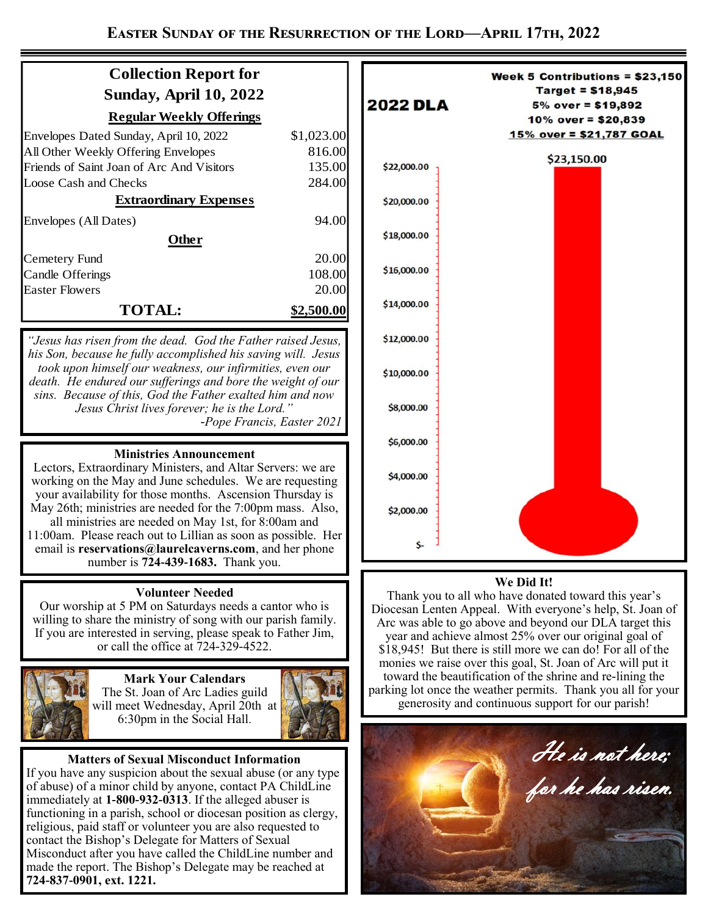# Easter Sunday of the Resurrection of the Lord—April 17th, 2022

## Collection Report for Sunday, April 10, 2022

| **Regular Weekly Offerings** | |
|---|---|
| Envelopes Dated Sunday, April 10, 2022 | $1,023.00 |
| All Other Weekly Offering Envelopes | 816.00 |
| Friends of Saint Joan of Arc And Visitors | 135.00 |
| Loose Cash and Checks | 284.00 |
| **Extraordinary Expenses** | |
| Envelopes (All Dates) | 94.00 |
| **Other** | |
| Cemetery Fund | 20.00 |
| Candle Offerings | 108.00 |
| Easter Flowers | 20.00 |
| **TOTAL:** | **$2,500.00** |

*"Jesus has risen from the dead. God the Father raised Jesus, his Son, because he fully accomplished his saving will. Jesus took upon himself our weakness, our infirmities, even our death. He endured our sufferings and bore the weight of our sins. Because of this, God the Father exalted him and now Jesus Christ lives forever; he is the Lord."*
*-Pope Francis, Easter 2021*

### Ministries Announcement

Lectors, Extraordinary Ministers, and Altar Servers: we are working on the May and June schedules. We are requesting your availability for those months. Ascension Thursday is May 26th; ministries are needed for the 7:00pm mass. Also, all ministries are needed on May 1st, for 8:00am and 11:00am. Please reach out to Lillian as soon as possible. Her email is **reservations@laurelcaverns.com**, and her phone number is **724-439-1683.** Thank you.

### Volunteer Needed

Our worship at 5 PM on Saturdays needs a cantor who is willing to share the ministry of song with our parish family. If you are interested in serving, please speak to Father Jim, or call the office at 724-329-4522.

### Mark Your Calendars

The St. Joan of Arc Ladies guild will meet Wednesday, April 20th at 6:30pm in the Social Hall.

### Matters of Sexual Misconduct Information

If you have any suspicion about the sexual abuse (or any type of abuse) of a minor child by anyone, contact PA ChildLine immediately at **1-800-932-0313**. If the alleged abuser is functioning in a parish, school or diocesan position as clergy, religious, paid staff or volunteer you are also requested to contact the Bishop's Delegate for Matters of Sexual Misconduct after you have called the ChildLine number and made the report. The Bishop's Delegate may be reached at **724-837-0901, ext. 1221.**

## 2022 DLA

**Week 5 Contributions = $23,150**
**Target = $18,945**
**5% over = $19,892**
**10% over = $20,839**
**15% over = $21,787 GOAL**

$23,150.00

### We Did It!

Thank you to all who have donated toward this year's Diocesan Lenten Appeal. With everyone's help, St. Joan of Arc was able to go above and beyond our DLA target this year and achieve almost 25% over our original goal of $18,945! But there is still more we can do! For all of the monies we raise over this goal, St. Joan of Arc will put it toward the beautification of the shrine and re-lining the parking lot once the weather permits. Thank you all for your generosity and continuous support for our parish!

*He is not here; for he has risen.*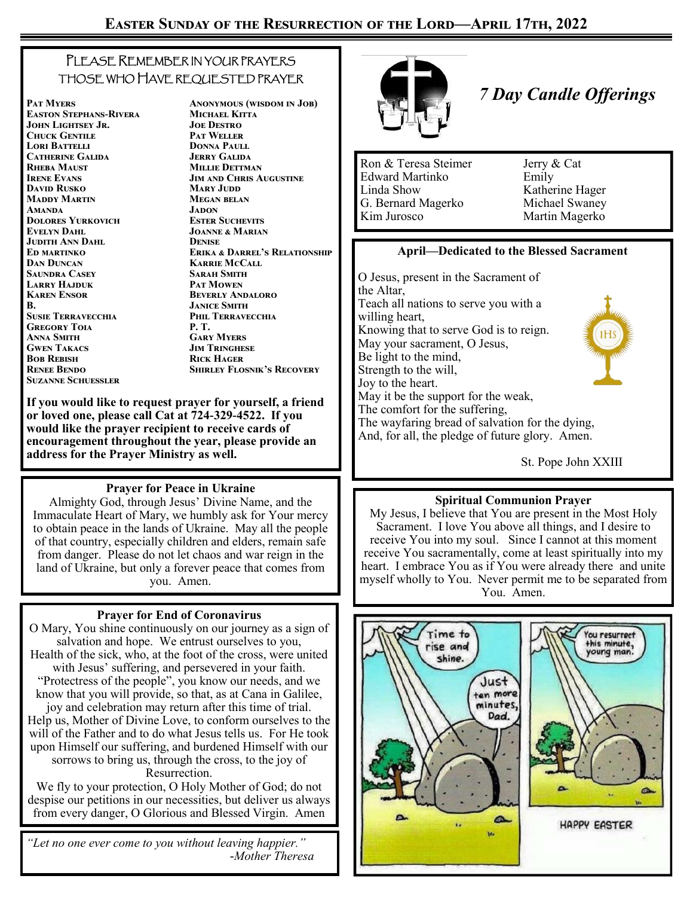# Easter Sunday of the Resurrection of the Lord—April 17th, 2022

## Please Remember in Your Prayers Those Who Have Requested Prayer

**Pat Myers**
**Easton Stephans-Rivera**
**John Lightsey Jr.**
**Chuck Gentile**
**Lori Battelli**
**Catherine Galida**
**Rheba Maust**
**Irene Evans**
**David Rusko**
**Maddy Martin**
**Amanda**
**Dolores Yurkovich**
**Evelyn Dahl**
**Judith Ann Dahl**
**Ed martinko**
**Dan Duncan**
**Saundra Casey**
**Larry Hajduk**
**Karen Ensor**
**B.**
**Susie Terravecchia**
**Gregory Toia**
**Anna Smith**
**Gwen Takacs**
**Bob Rebish**
**Renee Bendo**
**Suzanne Schuessler**
**Anonymous (wisdom in Job)**
**Michael Kitta**
**Joe Destro**
**Pat Weller**
**Donna Paull**
**Jerry Galida**
**Millie Dettman**
**Jim and Chris Augustine**
**Mary Judd**
**Megan belan**
**Jadon**
**Ester Suchevits**
**Joanne & Marian**
**Denise**
**Erika & Darrel's Relationship**
**Karrie McCall**
**Sarah Smith**
**Pat Mowen**
**Beverly Andaloro**
**Janice Smith**
**Phil Terravecchia**
**P. T.**
**Gary Myers**
**Jim Tringhese**
**Rick Hager**
**Shirley Flosnik's Recovery**

**If you would like to request prayer for yourself, a friend or loved one, please call Cat at 724-329-4522. If you would like the prayer recipient to receive cards of encouragement throughout the year, please provide an address for the Prayer Ministry as well.**

## *7 Day Candle Offerings*

Ron & Teresa Steimer
Edward Martinko
Linda Show
G. Bernard Magerko
Kim Jurosco
Jerry & Cat
Emily
Katherine Hager
Michael Swaney
Martin Magerko

### April—Dedicated to the Blessed Sacrament

O Jesus, present in the Sacrament of the Altar,
Teach all nations to serve you with a willing heart,
Knowing that to serve God is to reign.
May your sacrament, O Jesus,
Be light to the mind,
Strength to the will,
Joy to the heart.
May it be the support for the weak,
The comfort for the suffering,
The wayfaring bread of salvation for the dying,
And, for all, the pledge of future glory. Amen.

St. Pope John XXIII

### Prayer for Peace in Ukraine

Almighty God, through Jesus' Divine Name, and the Immaculate Heart of Mary, we humbly ask for Your mercy to obtain peace in the lands of Ukraine. May all the people of that country, especially children and elders, remain safe from danger. Please do not let chaos and war reign in the land of Ukraine, but only a forever peace that comes from you. Amen.

### Spiritual Communion Prayer

My Jesus, I believe that You are present in the Most Holy Sacrament. I love You above all things, and I desire to receive You into my soul. Since I cannot at this moment receive You sacramentally, come at least spiritually into my heart. I embrace You as if You were already there and unite myself wholly to You. Never permit me to be separated from You. Amen.

### Prayer for End of Coronavirus

O Mary, You shine continuously on our journey as a sign of salvation and hope. We entrust ourselves to you, Health of the sick, who, at the foot of the cross, were united with Jesus' suffering, and persevered in your faith. "Protectress of the people", you know our needs, and we know that you will provide, so that, as at Cana in Galilee, joy and celebration may return after this time of trial. Help us, Mother of Divine Love, to conform ourselves to the will of the Father and to do what Jesus tells us. For He took upon Himself our suffering, and burdened Himself with our sorrows to bring us, through the cross, to the joy of Resurrection.
We fly to your protection, O Holy Mother of God; do not despise our petitions in our necessities, but deliver us always from every danger, O Glorious and Blessed Virgin. Amen

*"Let no one ever come to you without leaving happier."*
*-Mother Theresa*